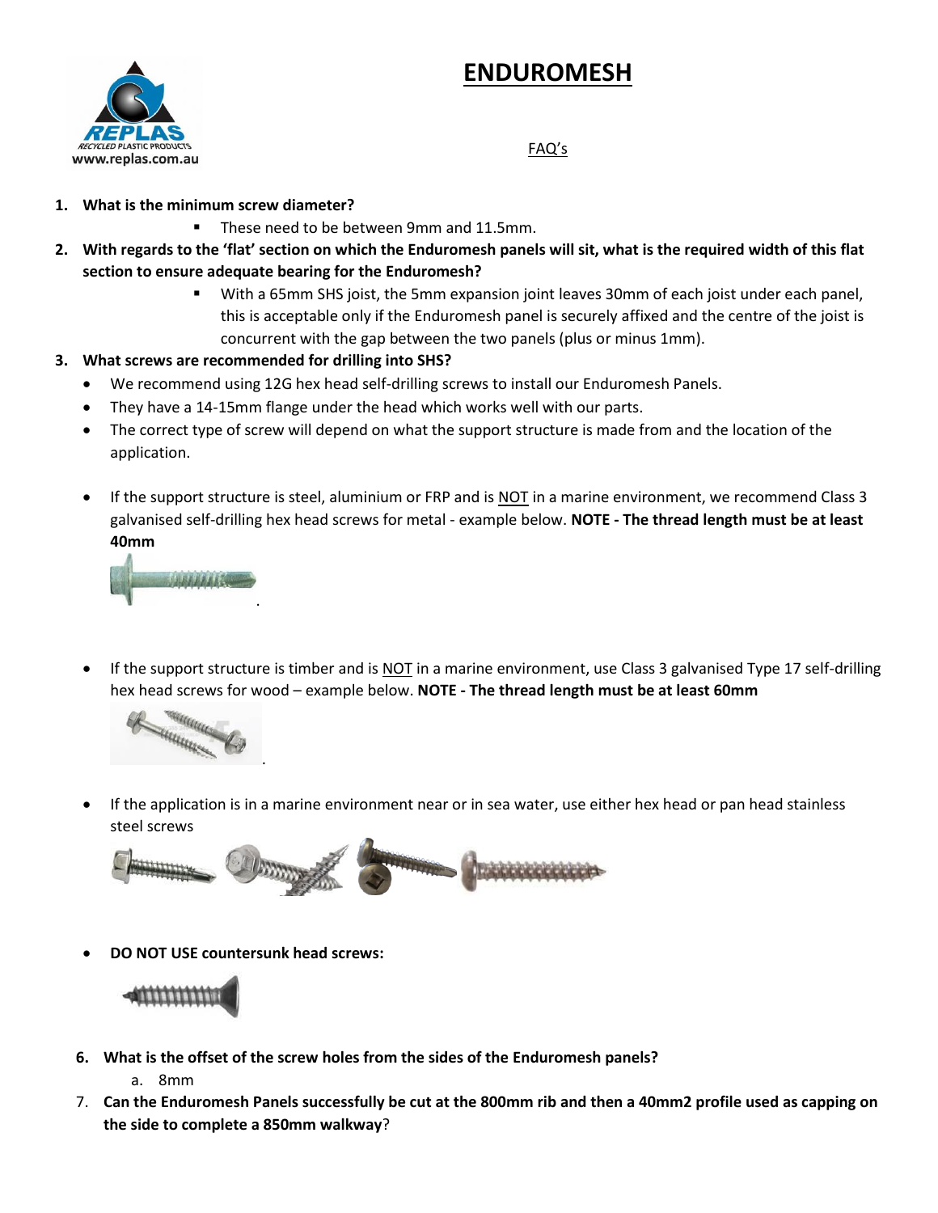# ENDUROMESH

FAQ's

1. **What is the minimum screw diameter?**
   - These need to be between 9mm and 11.5mm.
2. **With regards to the 'flat' section on which the Enduromesh panels will sit, what is the required width of this flat section to ensure adequate bearing for the Enduromesh?**
   - With a 65mm SHS joist, the 5mm expansion joint leaves 30mm of each joist under each panel, this is acceptable only if the Enduromesh panel is securely affixed and the centre of the joist is concurrent with the gap between the two panels (plus or minus 1mm).
3. **What screws are recommended for drilling into SHS?**
   - We recommend using 12G hex head self-drilling screws to install our Enduromesh Panels.
   - They have a 14-15mm flange under the head which works well with our parts.
   - The correct type of screw will depend on what the support structure is made from and the location of the application.
   - If the support structure is steel, aluminium or FRP and is NOT in a marine environment, we recommend Class 3 galvanised self-drilling hex head screws for metal - example below. **NOTE - The thread length must be at least 40mm**
   - If the support structure is timber and is NOT in a marine environment, use Class 3 galvanised Type 17 self-drilling hex head screws for wood – example below. **NOTE - The thread length must be at least 60mm**
   - If the application is in a marine environment near or in sea water, use either hex head or pan head stainless steel screws
   - **DO NOT USE countersunk head screws:**

6. **What is the offset of the screw holes from the sides of the Enduromesh panels?**
   a. 8mm
7. **Can the Enduromesh Panels successfully be cut at the 800mm rib and then a 40mm2 profile used as capping on the side to complete a 850mm walkway**?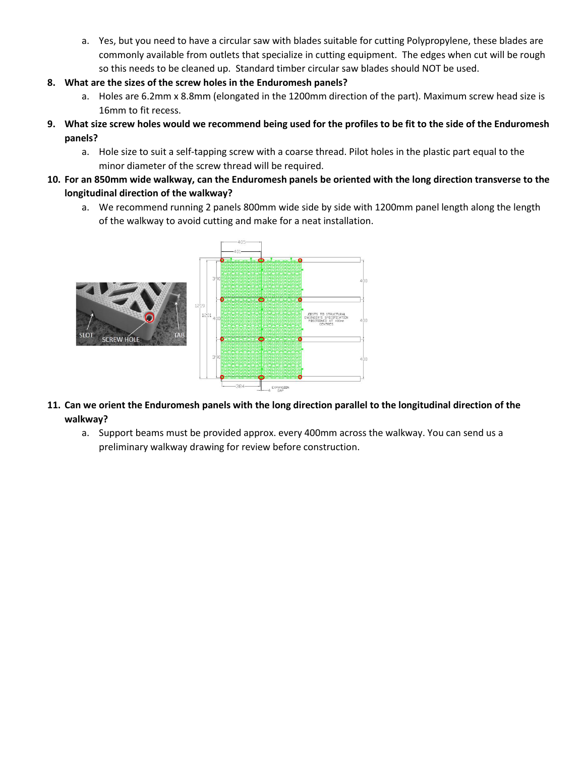a. Yes, but you need to have a circular saw with blades suitable for cutting Polypropylene, these blades are commonly available from outlets that specialize in cutting equipment. The edges when cut will be rough so this needs to be cleaned up. Standard timber circular saw blades should NOT be used.

8. **What are the sizes of the screw holes in the Enduromesh panels?**
   a. Holes are 6.2mm x 8.8mm (elongated in the 1200mm direction of the part). Maximum screw head size is 16mm to fit recess.

9. **What size screw holes would we recommend being used for the profiles to be fit to the side of the Enduromesh panels?**
   a. Hole size to suit a self-tapping screw with a coarse thread. Pilot holes in the plastic part equal to the minor diameter of the screw thread will be required.

10. **For an 850mm wide walkway, can the Enduromesh panels be oriented with the long direction transverse to the longitudinal direction of the walkway?**
    a. We recommend running 2 panels 800mm wide side by side with 1200mm panel length along the length of the walkway to avoid cutting and make for a neat installation.

SLOT
SCREW HOLE
TAB

405
401
390
400
390
1219
1201
384
4
EXPANSION GAP
400
400
400
JOISTS TO STRUCTURAL ENGINEER'S SPECIFICATION POSITIONED AT 400mm CENTRES

11. **Can we orient the Enduromesh panels with the long direction parallel to the longitudinal direction of the walkway?**
    a. Support beams must be provided approx. every 400mm across the walkway. You can send us a preliminary walkway drawing for review before construction.